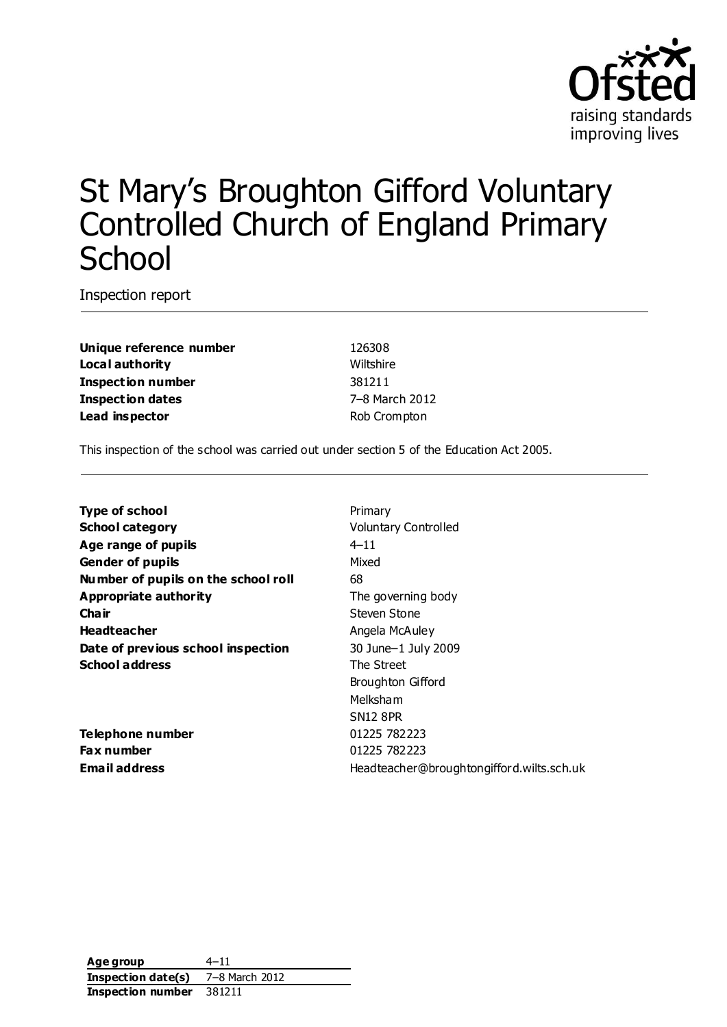# St Mary's Broughton Gifford Voluntary Controlled Church of England Primary School

Inspection report

| | |
|---|---|
| **Unique reference number** | 126308 |
| **Local authority** | Wiltshire |
| **Inspection number** | 381211 |
| **Inspection dates** | 7–8 March 2012 |
| **Lead inspector** | Rob Crompton |

This inspection of the school was carried out under section 5 of the Education Act 2005.

| | |
|---|---|
| **Type of school** | Primary |
| **School category** | Voluntary Controlled |
| **Age range of pupils** | 4–11 |
| **Gender of pupils** | Mixed |
| **Number of pupils on the school roll** | 68 |
| **Appropriate authority** | The governing body |
| **Chair** | Steven Stone |
| **Headteacher** | Angela McAuley |
| **Date of previous school inspection** | 30 June–1 July 2009 |
| **School address** | The Street<br>Broughton Gifford<br>Melksham<br>SN12 8PR |
| **Telephone number** | 01225 782223 |
| **Fax number** | 01225 782223 |
| **Email address** | Headteacher@broughtongifford.wilts.sch.uk |

| | |
|---|---|
| **Age group** | 4–11 |
| **Inspection date(s)** | 7–8 March 2012 |
| **Inspection number** | 381211 |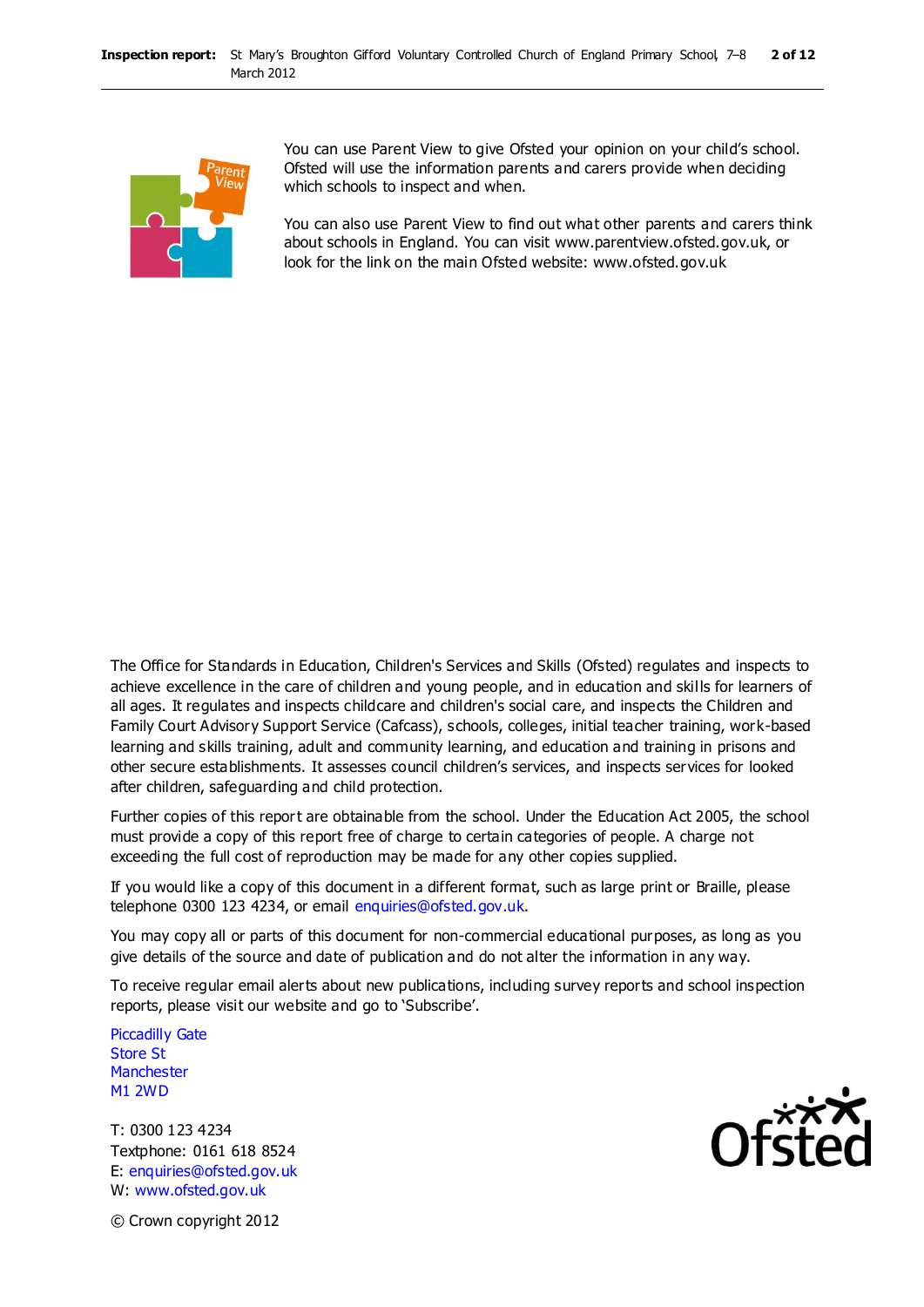You can use Parent View to give Ofsted your opinion on your child's school. Ofsted will use the information parents and carers provide when deciding which schools to inspect and when.

You can also use Parent View to find out what other parents and carers think about schools in England. You can visit www.parentview.ofsted.gov.uk, or look for the link on the main Ofsted website: www.ofsted.gov.uk

The Office for Standards in Education, Children's Services and Skills (Ofsted) regulates and inspects to achieve excellence in the care of children and young people, and in education and skills for learners of all ages. It regulates and inspects childcare and children's social care, and inspects the Children and Family Court Advisory Support Service (Cafcass), schools, colleges, initial teacher training, work-based learning and skills training, adult and community learning, and education and training in prisons and other secure establishments. It assesses council children's services, and inspects services for looked after children, safeguarding and child protection.

Further copies of this report are obtainable from the school. Under the Education Act 2005, the school must provide a copy of this report free of charge to certain categories of people. A charge not exceeding the full cost of reproduction may be made for any other copies supplied.

If you would like a copy of this document in a different format, such as large print or Braille, please telephone 0300 123 4234, or email enquiries@ofsted.gov.uk.

You may copy all or parts of this document for non-commercial educational purposes, as long as you give details of the source and date of publication and do not alter the information in any way.

To receive regular email alerts about new publications, including survey reports and school inspection reports, please visit our website and go to 'Subscribe'.

Piccadilly Gate
Store St
Manchester
M1 2WD

T: 0300 123 4234
Textphone: 0161 618 8524
E: enquiries@ofsted.gov.uk
W: www.ofsted.gov.uk

© Crown copyright 2012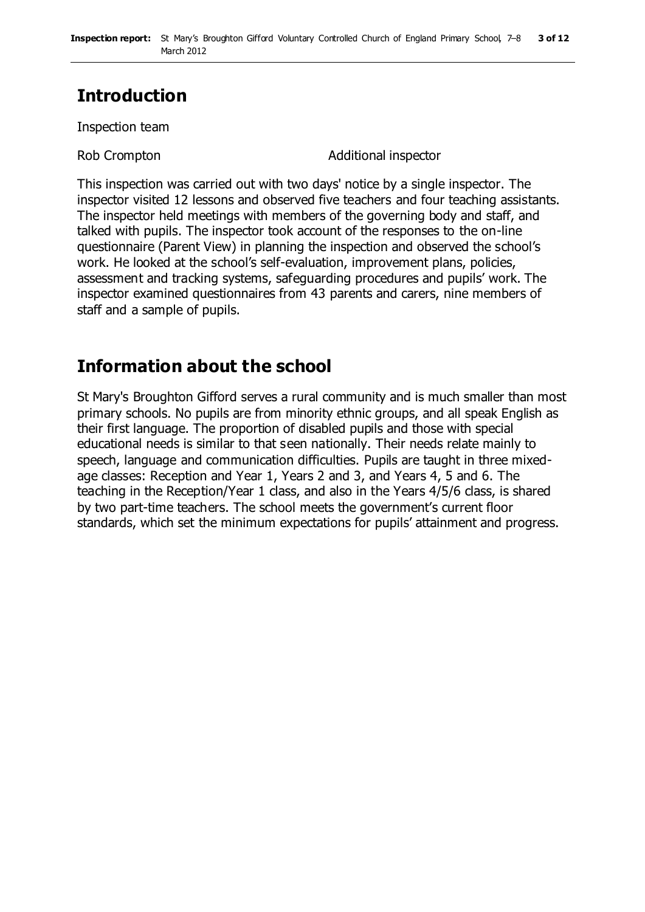# Introduction

Inspection team

| Rob Crompton | Additional inspector |
|---|---|

This inspection was carried out with two days' notice by a single inspector. The inspector visited 12 lessons and observed five teachers and four teaching assistants. The inspector held meetings with members of the governing body and staff, and talked with pupils. The inspector took account of the responses to the on-line questionnaire (Parent View) in planning the inspection and observed the school's work. He looked at the school's self-evaluation, improvement plans, policies, assessment and tracking systems, safeguarding procedures and pupils' work. The inspector examined questionnaires from 43 parents and carers, nine members of staff and a sample of pupils.

# Information about the school

St Mary's Broughton Gifford serves a rural community and is much smaller than most primary schools. No pupils are from minority ethnic groups, and all speak English as their first language. The proportion of disabled pupils and those with special educational needs is similar to that seen nationally. Their needs relate mainly to speech, language and communication difficulties. Pupils are taught in three mixed-age classes: Reception and Year 1, Years 2 and 3, and Years 4, 5 and 6. The teaching in the Reception/Year 1 class, and also in the Years 4/5/6 class, is shared by two part-time teachers. The school meets the government's current floor standards, which set the minimum expectations for pupils' attainment and progress.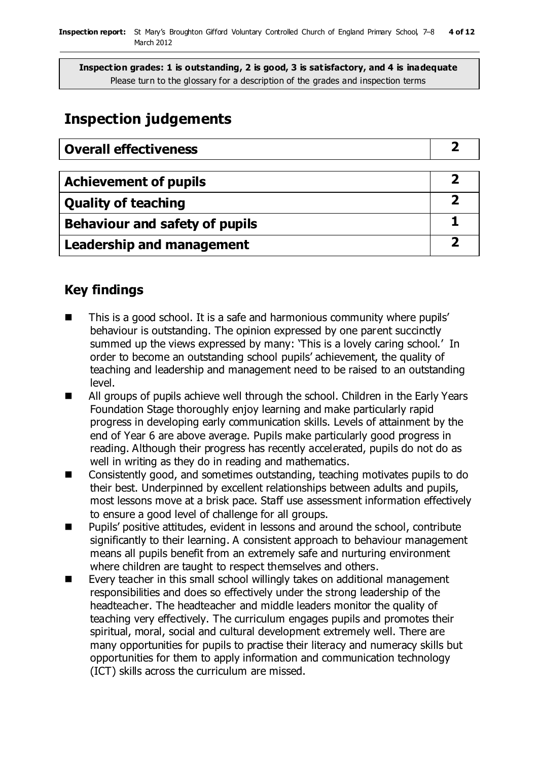**Inspection grades: 1 is outstanding, 2 is good, 3 is satisfactory, and 4 is inadequate**
Please turn to the glossary for a description of the grades and inspection terms

# Inspection judgements

| Overall effectiveness | 2 |
|---|---|

| Achievement of pupils | 2 |
|---|---|
| Quality of teaching | 2 |
| Behaviour and safety of pupils | 1 |
| Leadership and management | 2 |

## Key findings

- This is a good school. It is a safe and harmonious community where pupils' behaviour is outstanding. The opinion expressed by one parent succinctly summed up the views expressed by many: 'This is a lovely caring school.' In order to become an outstanding school pupils' achievement, the quality of teaching and leadership and management need to be raised to an outstanding level.
- All groups of pupils achieve well through the school. Children in the Early Years Foundation Stage thoroughly enjoy learning and make particularly rapid progress in developing early communication skills. Levels of attainment by the end of Year 6 are above average. Pupils make particularly good progress in reading. Although their progress has recently accelerated, pupils do not do as well in writing as they do in reading and mathematics.
- Consistently good, and sometimes outstanding, teaching motivates pupils to do their best. Underpinned by excellent relationships between adults and pupils, most lessons move at a brisk pace. Staff use assessment information effectively to ensure a good level of challenge for all groups.
- Pupils' positive attitudes, evident in lessons and around the school, contribute significantly to their learning. A consistent approach to behaviour management means all pupils benefit from an extremely safe and nurturing environment where children are taught to respect themselves and others.
- Every teacher in this small school willingly takes on additional management responsibilities and does so effectively under the strong leadership of the headteacher. The headteacher and middle leaders monitor the quality of teaching very effectively. The curriculum engages pupils and promotes their spiritual, moral, social and cultural development extremely well. There are many opportunities for pupils to practise their literacy and numeracy skills but opportunities for them to apply information and communication technology (ICT) skills across the curriculum are missed.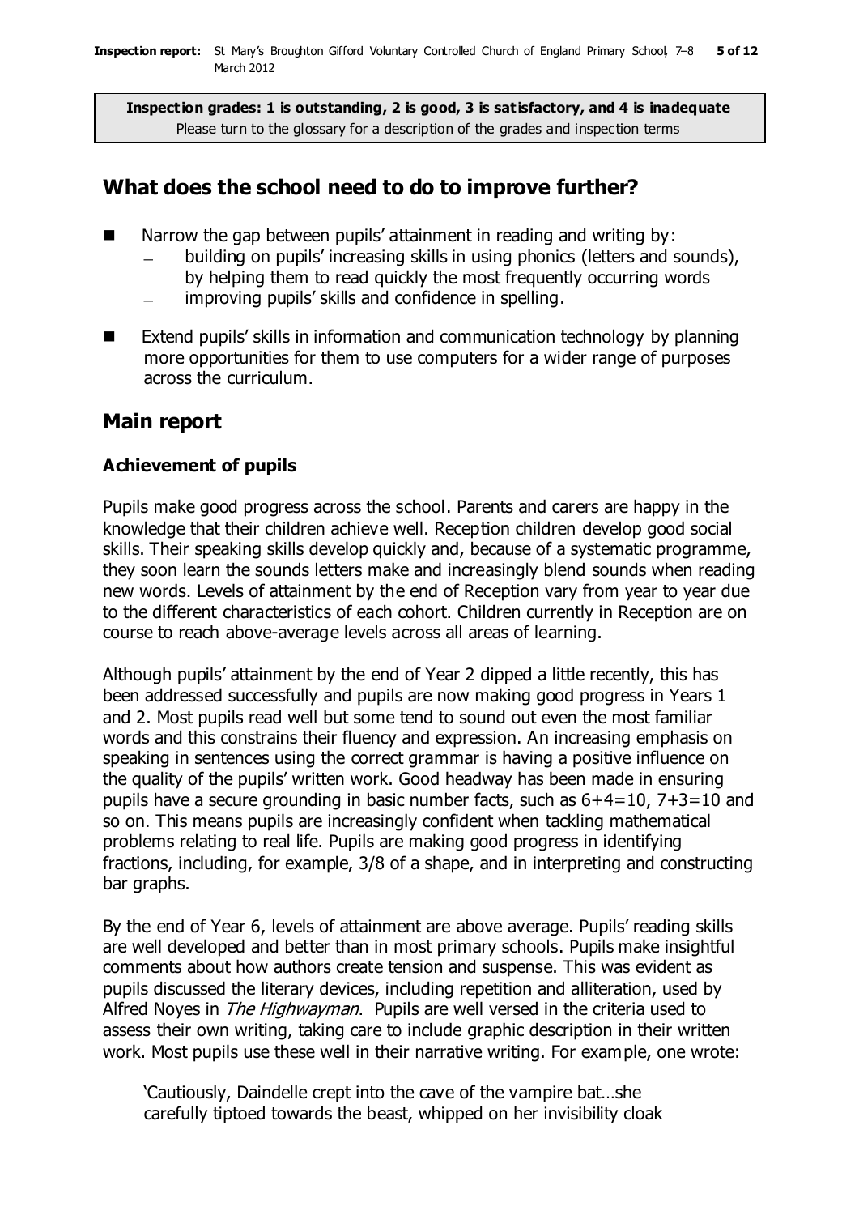**Inspection grades: 1 is outstanding, 2 is good, 3 is satisfactory, and 4 is inadequate**
Please turn to the glossary for a description of the grades and inspection terms

## What does the school need to do to improve further?

- Narrow the gap between pupils' attainment in reading and writing by:
  - building on pupils' increasing skills in using phonics (letters and sounds), by helping them to read quickly the most frequently occurring words
  - improving pupils' skills and confidence in spelling.
- Extend pupils' skills in information and communication technology by planning more opportunities for them to use computers for a wider range of purposes across the curriculum.

## Main report

### Achievement of pupils

Pupils make good progress across the school. Parents and carers are happy in the knowledge that their children achieve well. Reception children develop good social skills. Their speaking skills develop quickly and, because of a systematic programme, they soon learn the sounds letters make and increasingly blend sounds when reading new words. Levels of attainment by the end of Reception vary from year to year due to the different characteristics of each cohort. Children currently in Reception are on course to reach above-average levels across all areas of learning.

Although pupils' attainment by the end of Year 2 dipped a little recently, this has been addressed successfully and pupils are now making good progress in Years 1 and 2. Most pupils read well but some tend to sound out even the most familiar words and this constrains their fluency and expression. An increasing emphasis on speaking in sentences using the correct grammar is having a positive influence on the quality of the pupils' written work. Good headway has been made in ensuring pupils have a secure grounding in basic number facts, such as 6+4=10, 7+3=10 and so on. This means pupils are increasingly confident when tackling mathematical problems relating to real life. Pupils are making good progress in identifying fractions, including, for example, 3/8 of a shape, and in interpreting and constructing bar graphs.

By the end of Year 6, levels of attainment are above average. Pupils' reading skills are well developed and better than in most primary schools. Pupils make insightful comments about how authors create tension and suspense. This was evident as pupils discussed the literary devices, including repetition and alliteration, used by Alfred Noyes in *The Highwayman*. Pupils are well versed in the criteria used to assess their own writing, taking care to include graphic description in their written work. Most pupils use these well in their narrative writing. For example, one wrote:

> 'Cautiously, Daindelle crept into the cave of the vampire bat…she carefully tiptoed towards the beast, whipped on her invisibility cloak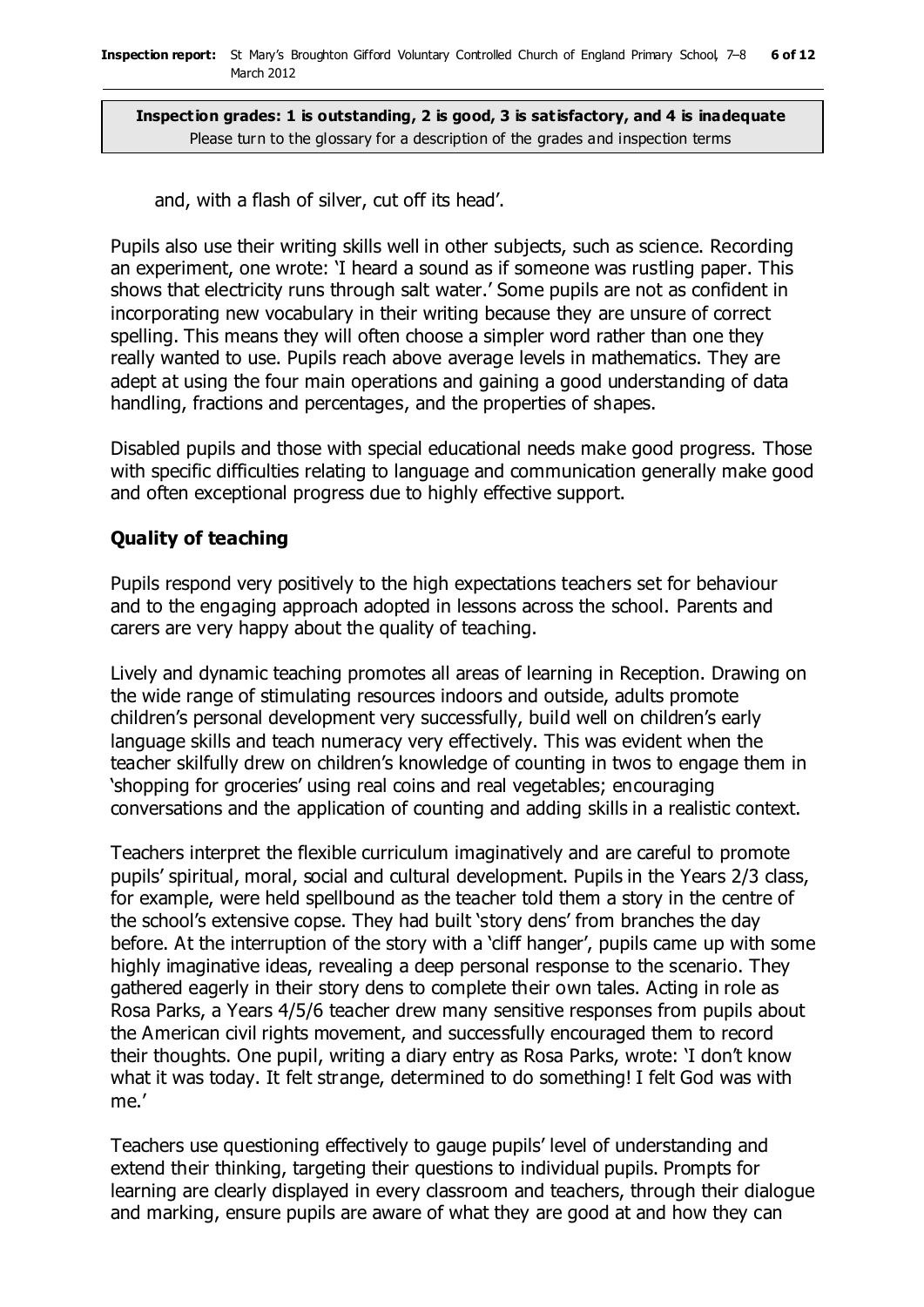**Inspection grades: 1 is outstanding, 2 is good, 3 is satisfactory, and 4 is inadequate**
Please turn to the glossary for a description of the grades and inspection terms

and, with a flash of silver, cut off its head'.

Pupils also use their writing skills well in other subjects, such as science. Recording an experiment, one wrote: 'I heard a sound as if someone was rustling paper. This shows that electricity runs through salt water.' Some pupils are not as confident in incorporating new vocabulary in their writing because they are unsure of correct spelling. This means they will often choose a simpler word rather than one they really wanted to use. Pupils reach above average levels in mathematics. They are adept at using the four main operations and gaining a good understanding of data handling, fractions and percentages, and the properties of shapes.

Disabled pupils and those with special educational needs make good progress. Those with specific difficulties relating to language and communication generally make good and often exceptional progress due to highly effective support.

### Quality of teaching

Pupils respond very positively to the high expectations teachers set for behaviour and to the engaging approach adopted in lessons across the school. Parents and carers are very happy about the quality of teaching.

Lively and dynamic teaching promotes all areas of learning in Reception. Drawing on the wide range of stimulating resources indoors and outside, adults promote children's personal development very successfully, build well on children's early language skills and teach numeracy very effectively. This was evident when the teacher skilfully drew on children's knowledge of counting in twos to engage them in 'shopping for groceries' using real coins and real vegetables; encouraging conversations and the application of counting and adding skills in a realistic context.

Teachers interpret the flexible curriculum imaginatively and are careful to promote pupils' spiritual, moral, social and cultural development. Pupils in the Years 2/3 class, for example, were held spellbound as the teacher told them a story in the centre of the school's extensive copse. They had built 'story dens' from branches the day before. At the interruption of the story with a 'cliff hanger', pupils came up with some highly imaginative ideas, revealing a deep personal response to the scenario. They gathered eagerly in their story dens to complete their own tales. Acting in role as Rosa Parks, a Years 4/5/6 teacher drew many sensitive responses from pupils about the American civil rights movement, and successfully encouraged them to record their thoughts. One pupil, writing a diary entry as Rosa Parks, wrote: 'I don't know what it was today. It felt strange, determined to do something! I felt God was with me.'

Teachers use questioning effectively to gauge pupils' level of understanding and extend their thinking, targeting their questions to individual pupils. Prompts for learning are clearly displayed in every classroom and teachers, through their dialogue and marking, ensure pupils are aware of what they are good at and how they can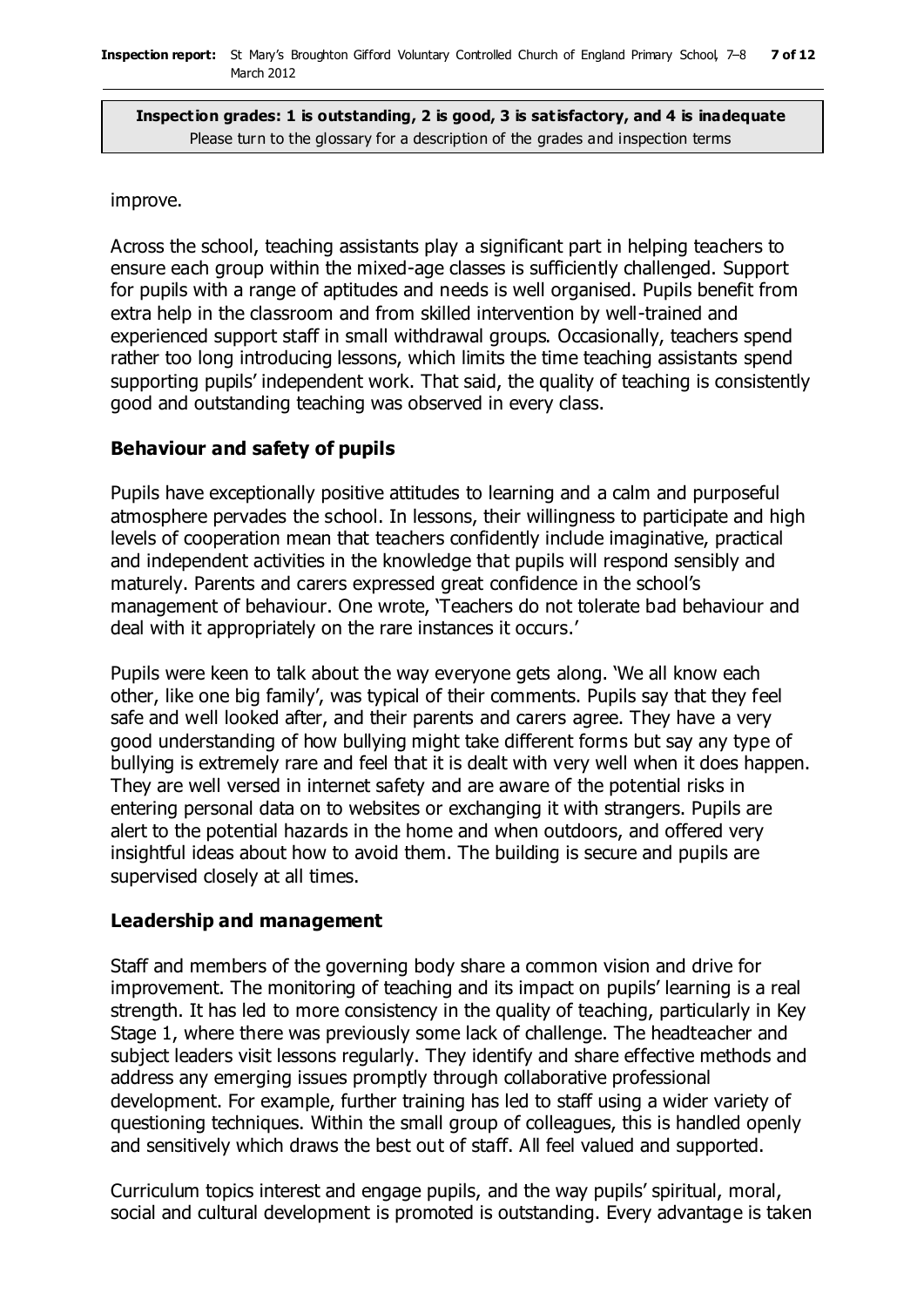**Inspection grades: 1 is outstanding, 2 is good, 3 is satisfactory, and 4 is inadequate**
Please turn to the glossary for a description of the grades and inspection terms

improve.

Across the school, teaching assistants play a significant part in helping teachers to ensure each group within the mixed-age classes is sufficiently challenged. Support for pupils with a range of aptitudes and needs is well organised. Pupils benefit from extra help in the classroom and from skilled intervention by well-trained and experienced support staff in small withdrawal groups. Occasionally, teachers spend rather too long introducing lessons, which limits the time teaching assistants spend supporting pupils' independent work. That said, the quality of teaching is consistently good and outstanding teaching was observed in every class.

### Behaviour and safety of pupils

Pupils have exceptionally positive attitudes to learning and a calm and purposeful atmosphere pervades the school. In lessons, their willingness to participate and high levels of cooperation mean that teachers confidently include imaginative, practical and independent activities in the knowledge that pupils will respond sensibly and maturely. Parents and carers expressed great confidence in the school's management of behaviour. One wrote, 'Teachers do not tolerate bad behaviour and deal with it appropriately on the rare instances it occurs.'

Pupils were keen to talk about the way everyone gets along. 'We all know each other, like one big family', was typical of their comments. Pupils say that they feel safe and well looked after, and their parents and carers agree. They have a very good understanding of how bullying might take different forms but say any type of bullying is extremely rare and feel that it is dealt with very well when it does happen. They are well versed in internet safety and are aware of the potential risks in entering personal data on to websites or exchanging it with strangers. Pupils are alert to the potential hazards in the home and when outdoors, and offered very insightful ideas about how to avoid them. The building is secure and pupils are supervised closely at all times.

### Leadership and management

Staff and members of the governing body share a common vision and drive for improvement. The monitoring of teaching and its impact on pupils' learning is a real strength. It has led to more consistency in the quality of teaching, particularly in Key Stage 1, where there was previously some lack of challenge. The headteacher and subject leaders visit lessons regularly. They identify and share effective methods and address any emerging issues promptly through collaborative professional development. For example, further training has led to staff using a wider variety of questioning techniques. Within the small group of colleagues, this is handled openly and sensitively which draws the best out of staff. All feel valued and supported.

Curriculum topics interest and engage pupils, and the way pupils' spiritual, moral, social and cultural development is promoted is outstanding. Every advantage is taken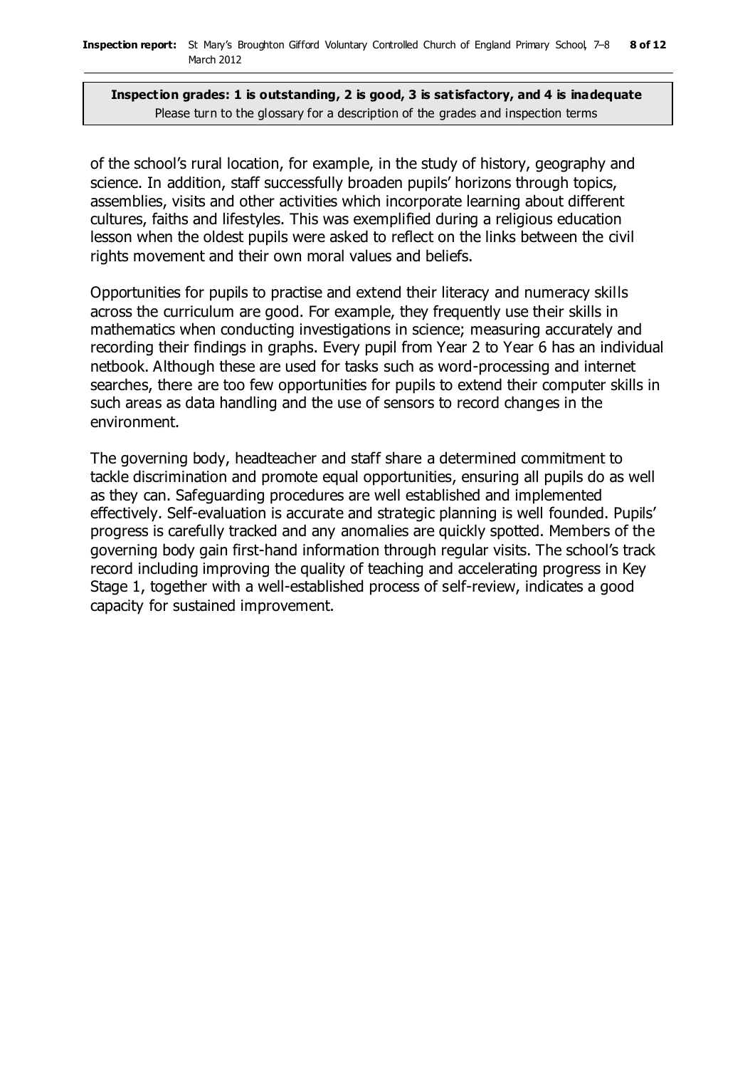of the school's rural location, for example, in the study of history, geography and science. In addition, staff successfully broaden pupils' horizons through topics, assemblies, visits and other activities which incorporate learning about different cultures, faiths and lifestyles. This was exemplified during a religious education lesson when the oldest pupils were asked to reflect on the links between the civil rights movement and their own moral values and beliefs.

Opportunities for pupils to practise and extend their literacy and numeracy skills across the curriculum are good. For example, they frequently use their skills in mathematics when conducting investigations in science; measuring accurately and recording their findings in graphs. Every pupil from Year 2 to Year 6 has an individual netbook. Although these are used for tasks such as word-processing and internet searches, there are too few opportunities for pupils to extend their computer skills in such areas as data handling and the use of sensors to record changes in the environment.

The governing body, headteacher and staff share a determined commitment to tackle discrimination and promote equal opportunities, ensuring all pupils do as well as they can. Safeguarding procedures are well established and implemented effectively. Self-evaluation is accurate and strategic planning is well founded. Pupils' progress is carefully tracked and any anomalies are quickly spotted. Members of the governing body gain first-hand information through regular visits. The school's track record including improving the quality of teaching and accelerating progress in Key Stage 1, together with a well-established process of self-review, indicates a good capacity for sustained improvement.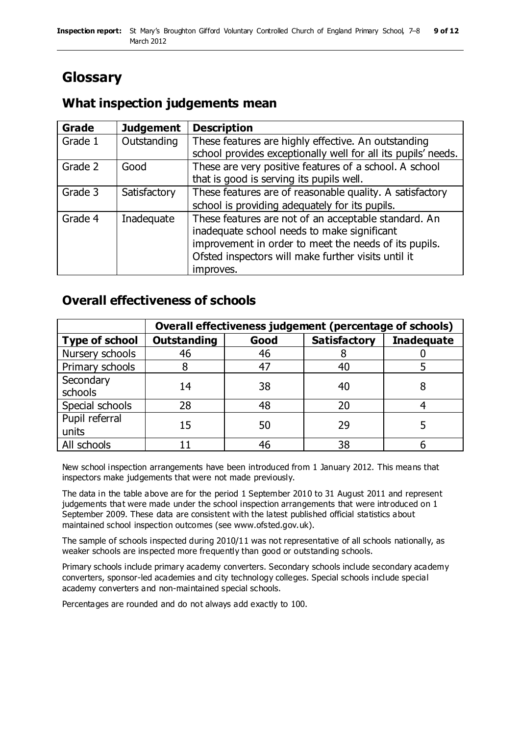# Glossary

## What inspection judgements mean

| Grade | Judgement | Description |
|---|---|---|
| Grade 1 | Outstanding | These features are highly effective. An outstanding school provides exceptionally well for all its pupils' needs. |
| Grade 2 | Good | These are very positive features of a school. A school that is good is serving its pupils well. |
| Grade 3 | Satisfactory | These features are of reasonable quality. A satisfactory school is providing adequately for its pupils. |
| Grade 4 | Inadequate | These features are not of an acceptable standard. An inadequate school needs to make significant improvement in order to meet the needs of its pupils. Ofsted inspectors will make further visits until it improves. |

## Overall effectiveness of schools

| | Overall effectiveness judgement (percentage of schools) | | | |
|---|---|---|---|---|
| **Type of school** | **Outstanding** | **Good** | **Satisfactory** | **Inadequate** |
| Nursery schools | 46 | 46 | 8 | 0 |
| Primary schools | 8 | 47 | 40 | 5 |
| Secondary schools | 14 | 38 | 40 | 8 |
| Special schools | 28 | 48 | 20 | 4 |
| Pupil referral units | 15 | 50 | 29 | 5 |
| All schools | 11 | 46 | 38 | 6 |

New school inspection arrangements have been introduced from 1 January 2012. This means that inspectors make judgements that were not made previously.

The data in the table above are for the period 1 September 2010 to 31 August 2011 and represent judgements that were made under the school inspection arrangements that were introduced on 1 September 2009. These data are consistent with the latest published official statistics about maintained school inspection outcomes (see www.ofsted.gov.uk).

The sample of schools inspected during 2010/11 was not representative of all schools nationally, as weaker schools are inspected more frequently than good or outstanding schools.

Primary schools include primary academy converters. Secondary schools include secondary academy converters, sponsor-led academies and city technology colleges. Special schools include special academy converters and non-maintained special schools.

Percentages are rounded and do not always add exactly to 100.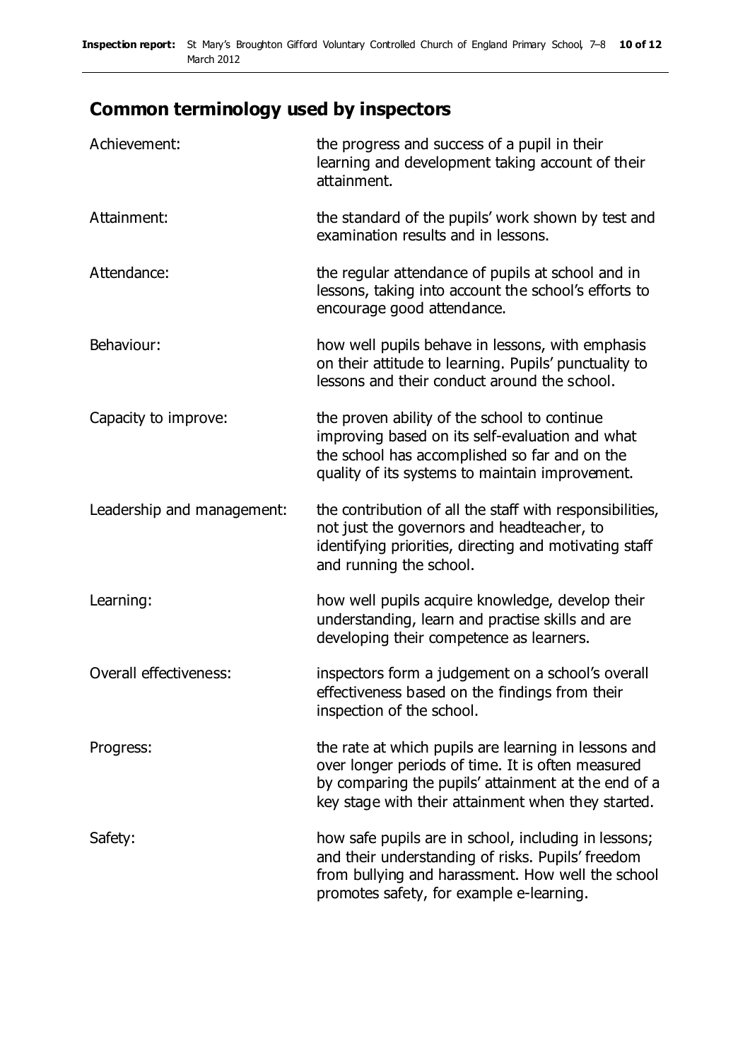## Common terminology used by inspectors

| | |
|---|---|
| Achievement: | the progress and success of a pupil in their learning and development taking account of their attainment. |
| Attainment: | the standard of the pupils' work shown by test and examination results and in lessons. |
| Attendance: | the regular attendance of pupils at school and in lessons, taking into account the school's efforts to encourage good attendance. |
| Behaviour: | how well pupils behave in lessons, with emphasis on their attitude to learning. Pupils' punctuality to lessons and their conduct around the school. |
| Capacity to improve: | the proven ability of the school to continue improving based on its self-evaluation and what the school has accomplished so far and on the quality of its systems to maintain improvement. |
| Leadership and management: | the contribution of all the staff with responsibilities, not just the governors and headteacher, to identifying priorities, directing and motivating staff and running the school. |
| Learning: | how well pupils acquire knowledge, develop their understanding, learn and practise skills and are developing their competence as learners. |
| Overall effectiveness: | inspectors form a judgement on a school's overall effectiveness based on the findings from their inspection of the school. |
| Progress: | the rate at which pupils are learning in lessons and over longer periods of time. It is often measured by comparing the pupils' attainment at the end of a key stage with their attainment when they started. |
| Safety: | how safe pupils are in school, including in lessons; and their understanding of risks. Pupils' freedom from bullying and harassment. How well the school promotes safety, for example e-learning. |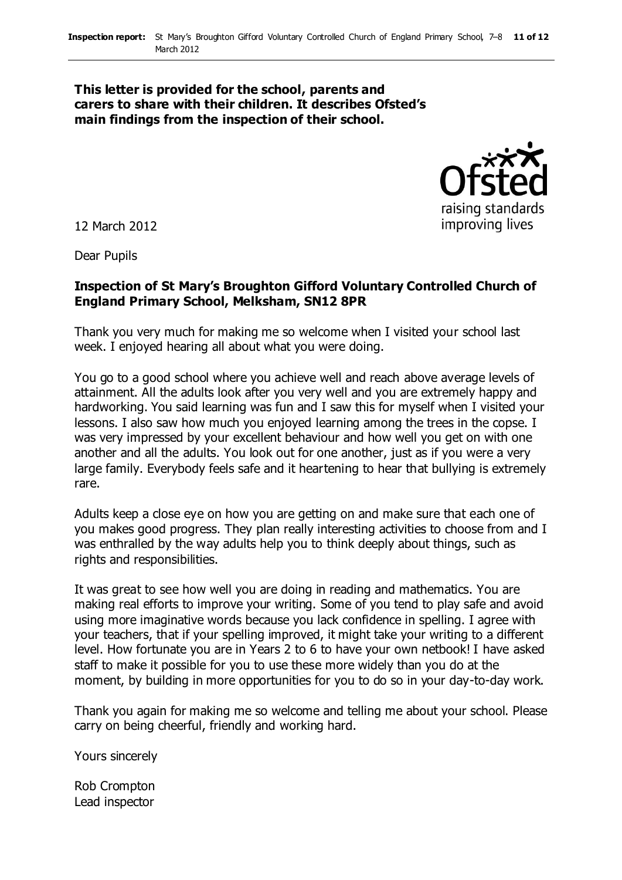**This letter is provided for the school, parents and carers to share with their children. It describes Ofsted's main findings from the inspection of their school.**

12 March 2012

Dear Pupils

**Inspection of St Mary's Broughton Gifford Voluntary Controlled Church of England Primary School, Melksham, SN12 8PR**

Thank you very much for making me so welcome when I visited your school last week. I enjoyed hearing all about what you were doing.

You go to a good school where you achieve well and reach above average levels of attainment. All the adults look after you very well and you are extremely happy and hardworking. You said learning was fun and I saw this for myself when I visited your lessons. I also saw how much you enjoyed learning among the trees in the copse. I was very impressed by your excellent behaviour and how well you get on with one another and all the adults. You look out for one another, just as if you were a very large family. Everybody feels safe and it heartening to hear that bullying is extremely rare.

Adults keep a close eye on how you are getting on and make sure that each one of you makes good progress. They plan really interesting activities to choose from and I was enthralled by the way adults help you to think deeply about things, such as rights and responsibilities.

It was great to see how well you are doing in reading and mathematics. You are making real efforts to improve your writing. Some of you tend to play safe and avoid using more imaginative words because you lack confidence in spelling. I agree with your teachers, that if your spelling improved, it might take your writing to a different level. How fortunate you are in Years 2 to 6 to have your own netbook! I have asked staff to make it possible for you to use these more widely than you do at the moment, by building in more opportunities for you to do so in your day-to-day work.

Thank you again for making me so welcome and telling me about your school. Please carry on being cheerful, friendly and working hard.

Yours sincerely

Rob Crompton
Lead inspector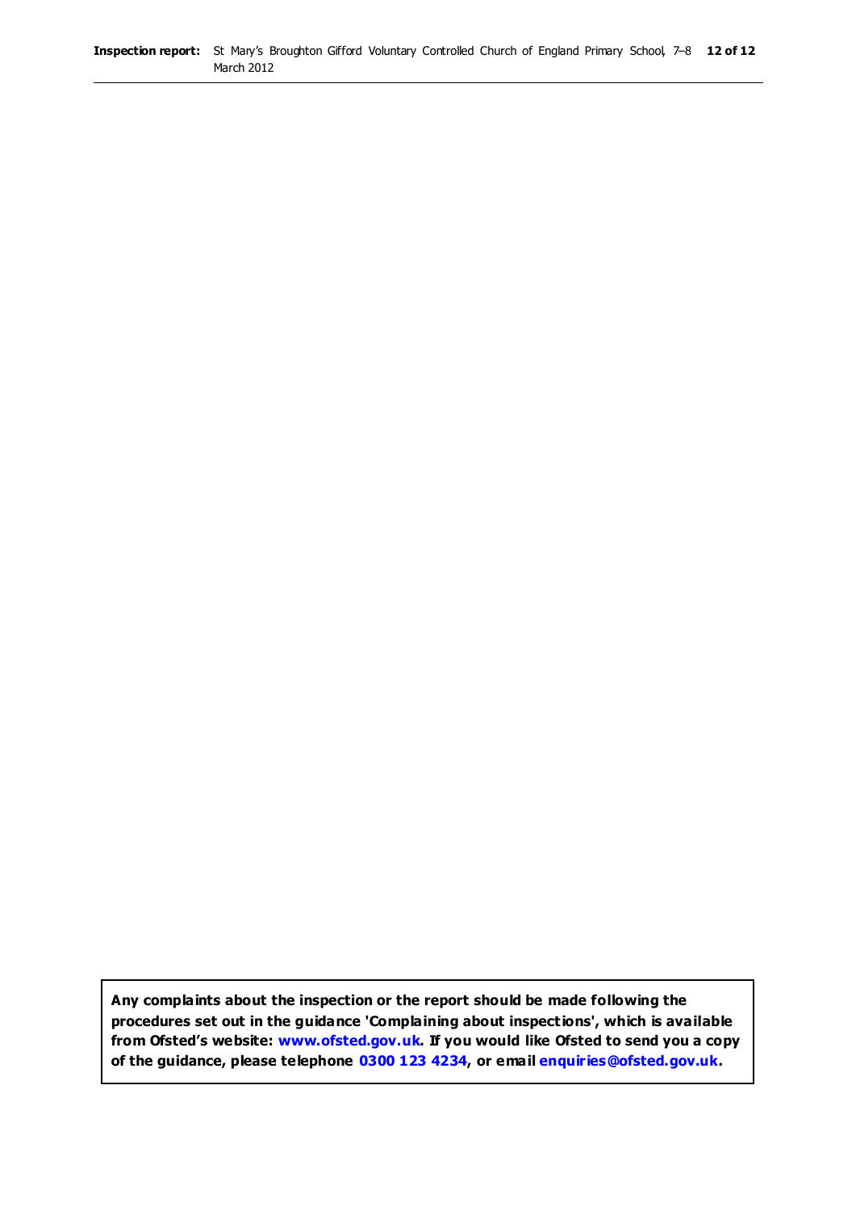**Any complaints about the inspection or the report should be made following the procedures set out in the guidance 'Complaining about inspections', which is available from Ofsted's website: www.ofsted.gov.uk. If you would like Ofsted to send you a copy of the guidance, please telephone 0300 123 4234, or email enquiries@ofsted.gov.uk.**